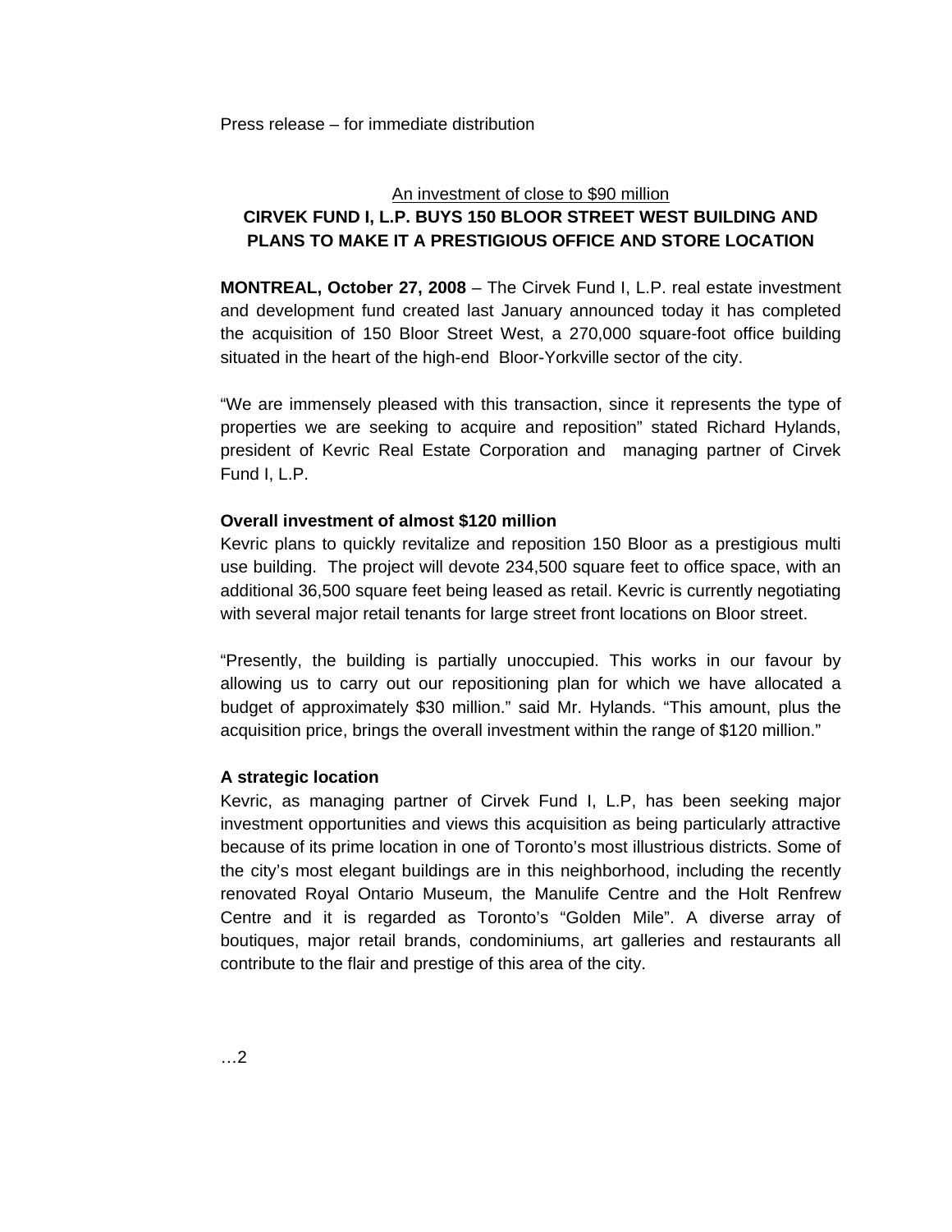Press release – for immediate distribution

An investment of close to $90 million

# CIRVEK FUND I, L.P. BUYS 150 BLOOR STREET WEST BUILDING AND PLANS TO MAKE IT A PRESTIGIOUS OFFICE AND STORE LOCATION

**MONTREAL, October 27, 2008** – The Cirvek Fund I, L.P. real estate investment and development fund created last January announced today it has completed the acquisition of 150 Bloor Street West, a 270,000 square-foot office building situated in the heart of the high-end Bloor-Yorkville sector of the city.

"We are immensely pleased with this transaction, since it represents the type of properties we are seeking to acquire and reposition" stated Richard Hylands, president of Kevric Real Estate Corporation and managing partner of Cirvek Fund I, L.P.

**Overall investment of almost $120 million**

Kevric plans to quickly revitalize and reposition 150 Bloor as a prestigious multi use building. The project will devote 234,500 square feet to office space, with an additional 36,500 square feet being leased as retail. Kevric is currently negotiating with several major retail tenants for large street front locations on Bloor street.

"Presently, the building is partially unoccupied. This works in our favour by allowing us to carry out our repositioning plan for which we have allocated a budget of approximately $30 million." said Mr. Hylands. "This amount, plus the acquisition price, brings the overall investment within the range of $120 million."

**A strategic location**

Kevric, as managing partner of Cirvek Fund I, L.P, has been seeking major investment opportunities and views this acquisition as being particularly attractive because of its prime location in one of Toronto's most illustrious districts. Some of the city's most elegant buildings are in this neighborhood, including the recently renovated Royal Ontario Museum, the Manulife Centre and the Holt Renfrew Centre and it is regarded as Toronto's "Golden Mile". A diverse array of boutiques, major retail brands, condominiums, art galleries and restaurants all contribute to the flair and prestige of this area of the city.

…2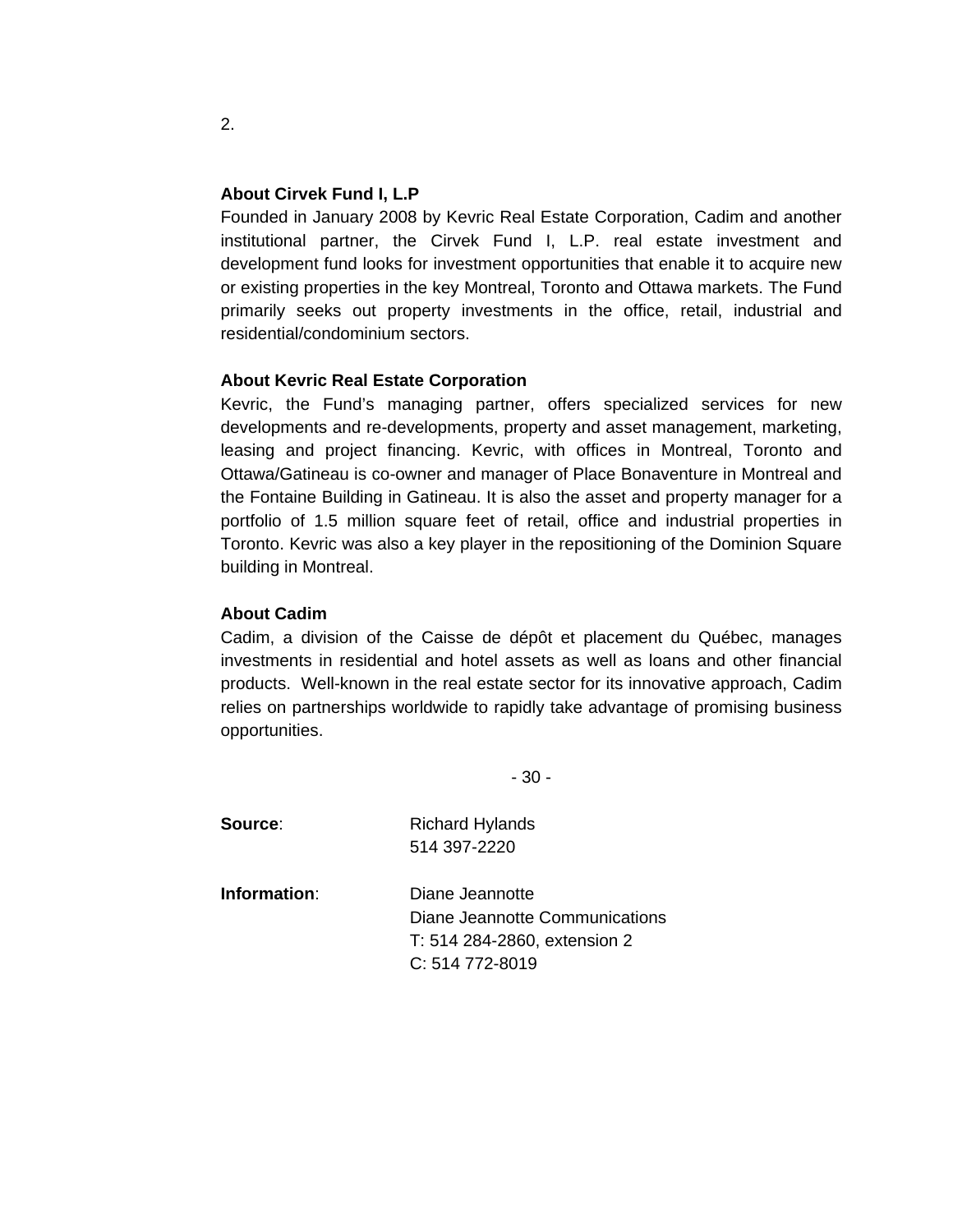**About Cirvek Fund I, L.P**

Founded in January 2008 by Kevric Real Estate Corporation, Cadim and another institutional partner, the Cirvek Fund I, L.P. real estate investment and development fund looks for investment opportunities that enable it to acquire new or existing properties in the key Montreal, Toronto and Ottawa markets. The Fund primarily seeks out property investments in the office, retail, industrial and residential/condominium sectors.

**About Kevric Real Estate Corporation**

Kevric, the Fund's managing partner, offers specialized services for new developments and re-developments, property and asset management, marketing, leasing and project financing. Kevric, with offices in Montreal, Toronto and Ottawa/Gatineau is co-owner and manager of Place Bonaventure in Montreal and the Fontaine Building in Gatineau. It is also the asset and property manager for a portfolio of 1.5 million square feet of retail, office and industrial properties in Toronto. Kevric was also a key player in the repositioning of the Dominion Square building in Montreal.

**About Cadim**

Cadim, a division of the Caisse de dépôt et placement du Québec, manages investments in residential and hotel assets as well as loans and other financial products. Well-known in the real estate sector for its innovative approach, Cadim relies on partnerships worldwide to rapidly take advantage of promising business opportunities.

- 30 -

**Source**: Richard Hylands
514 397-2220

**Information**: Diane Jeannotte
Diane Jeannotte Communications
T: 514 284-2860, extension 2
C: 514 772-8019